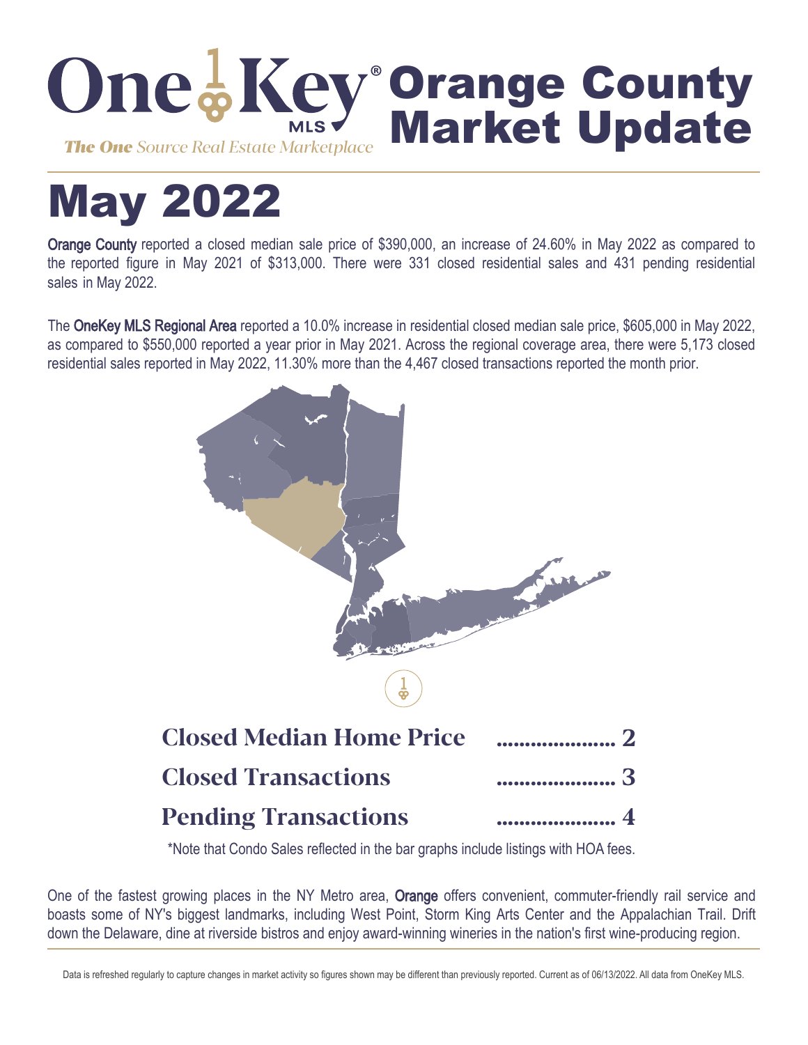# OneKey® MLS Orange County Market Update

*The One Source Real Estate Marketplace*

# May 2022

Orange County reported a closed median sale price of $390,000, an increase of 24.60% in May 2022 as compared to the reported figure in May 2021 of $313,000. There were 331 closed residential sales and 431 pending residential sales in May 2022.

The OneKey MLS Regional Area reported a 10.0% increase in residential closed median sale price, $605,000 in May 2022, as compared to $550,000 reported a year prior in May 2021. Across the regional coverage area, there were 5,173 closed residential sales reported in May 2022, 11.30% more than the 4,467 closed transactions reported the month prior.

| | |
|---|---|
| **Closed Median Home Price** | ..................... 2 |
| **Closed Transactions** | ..................... 3 |
| **Pending Transactions** | ..................... 4 |

*Note that Condo Sales reflected in the bar graphs include listings with HOA fees.

One of the fastest growing places in the NY Metro area, Orange offers convenient, commuter-friendly rail service and boasts some of NY's biggest landmarks, including West Point, Storm King Arts Center and the Appalachian Trail. Drift down the Delaware, dine at riverside bistros and enjoy award-winning wineries in the nation's first wine-producing region.

Data is refreshed regularly to capture changes in market activity so figures shown may be different than previously reported. Current as of 06/13/2022. All data from OneKey MLS.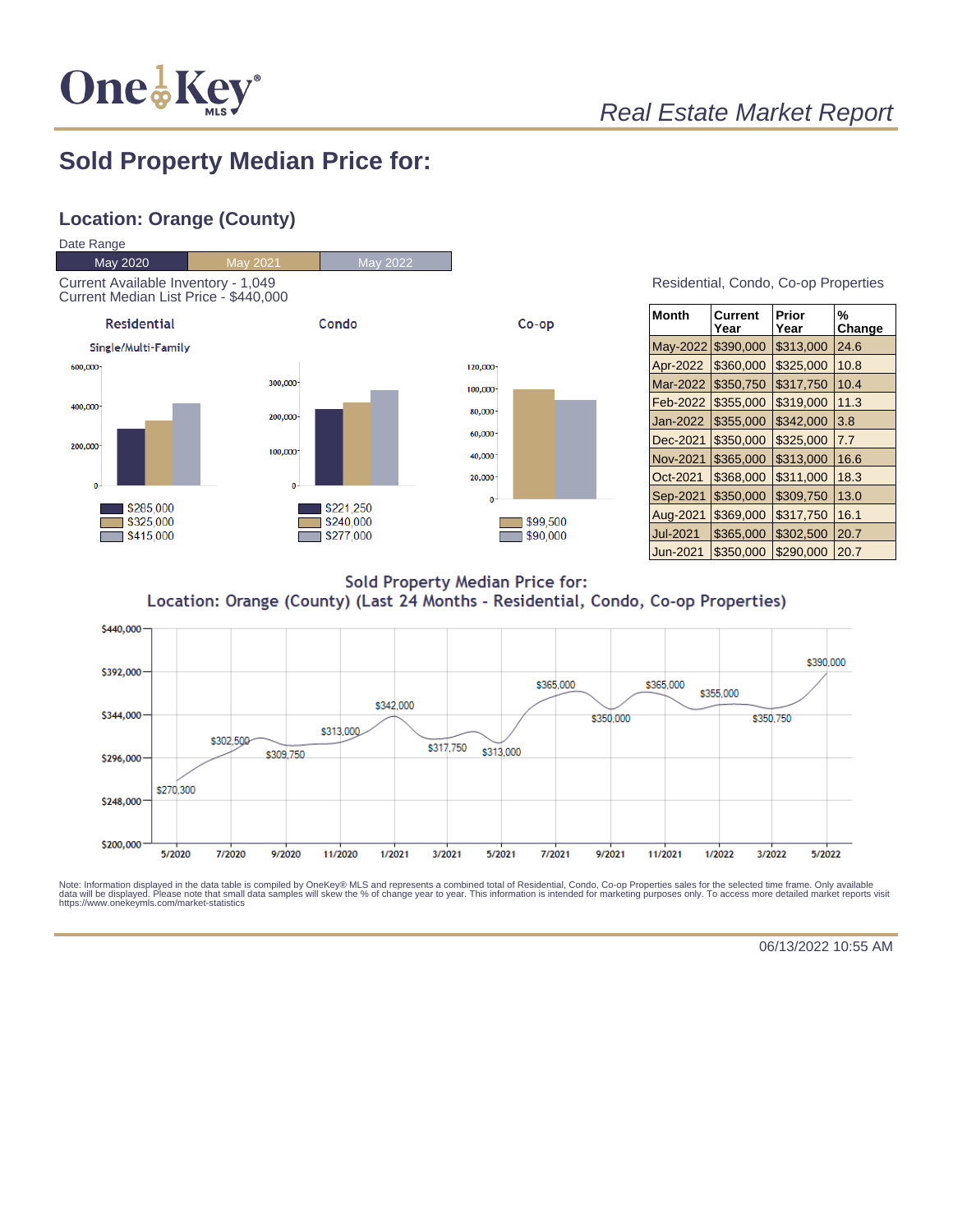# Real Estate Market Report

## Sold Property Median Price for:

### Location: Orange (County)

Date Range

| May 2020 | May 2021 | May 2022 |
|---|---|---|

Current Available Inventory - 1,049
Current Median List Price - $440,000

**Residential** (Single/Multi-Family)

- $285,000
- $325,000
- $415,000

**Condo**

- $221,250
- $240,000
- $277,000

**Co-op**

- $99,500
- $90,000

Residential, Condo, Co-op Properties

| Month | Current Year | Prior Year | % Change |
|---|---|---|---|
| May-2022 | $390,000 | $313,000 | 24.6 |
| Apr-2022 | $360,000 | $325,000 | 10.8 |
| Mar-2022 | $350,750 | $317,750 | 10.4 |
| Feb-2022 | $355,000 | $319,000 | 11.3 |
| Jan-2022 | $355,000 | $342,000 | 3.8 |
| Dec-2021 | $350,000 | $325,000 | 7.7 |
| Nov-2021 | $365,000 | $313,000 | 16.6 |
| Oct-2021 | $368,000 | $311,000 | 18.3 |
| Sep-2021 | $350,000 | $309,750 | 13.0 |
| Aug-2021 | $369,000 | $317,750 | 16.1 |
| Jul-2021 | $365,000 | $302,500 | 20.7 |
| Jun-2021 | $350,000 | $290,000 | 20.7 |

Sold Property Median Price for:
Location: Orange (County) (Last 24 Months - Residential, Condo, Co-op Properties)

| Month | Median Price |
|---|---|
| 5/2020 | $270,300 |
| 7/2020 | $302,500 |
| 9/2020 | $309,750 |
| 11/2020 | $313,000 |
| 1/2021 | $342,000 |
| 3/2021 | $317,750 |
| 5/2021 | $313,000 |
| 7/2021 | $365,000 |
| 9/2021 | $350,000 |
| 11/2021 | $365,000 |
| 1/2022 | $355,000 |
| 3/2022 | $350,750 |
| 5/2022 | $390,000 |

Note: Information displayed in the data table is compiled by OneKey® MLS and represents a combined total of Residential, Condo, Co-op Properties sales for the selected time frame. Only available data will be displayed. Please note that small data samples will skew the % of change year to year. This information is intended for marketing purposes only. To access more detailed market reports visit https://www.onekeymls.com/market-statistics

06/13/2022 10:55 AM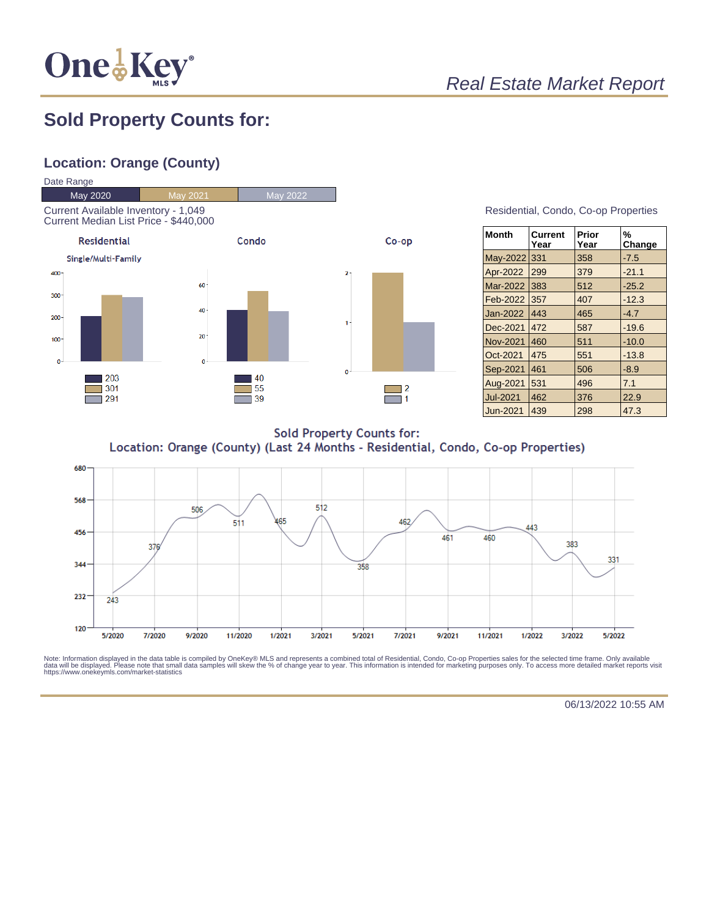*Real Estate Market Report*

## Sold Property Counts for:

### Location: Orange (County)

Date Range

| May 2020 | May 2021 | May 2022 |
|---|---|---|

Current Available Inventory - 1,049
Current Median List Price - $440,000

**Residential** — Single/Multi-Family

| Period | Count |
|---|---|
| May 2020 | 203 |
| May 2021 | 301 |
| May 2022 | 291 |

**Condo**

| Period | Count |
|---|---|
| May 2020 | 40 |
| May 2021 | 55 |
| May 2022 | 39 |

**Co-op**

| Period | Count |
|---|---|
| May 2021 | 2 |
| May 2022 | 1 |

Residential, Condo, Co-op Properties

| Month | Current Year | Prior Year | % Change |
|---|---|---|---|
| May-2022 | 331 | 358 | -7.5 |
| Apr-2022 | 299 | 379 | -21.1 |
| Mar-2022 | 383 | 512 | -25.2 |
| Feb-2022 | 357 | 407 | -12.3 |
| Jan-2022 | 443 | 465 | -4.7 |
| Dec-2021 | 472 | 587 | -19.6 |
| Nov-2021 | 460 | 511 | -10.0 |
| Oct-2021 | 475 | 551 | -13.8 |
| Sep-2021 | 461 | 506 | -8.9 |
| Aug-2021 | 531 | 496 | 7.1 |
| Jul-2021 | 462 | 376 | 22.9 |
| Jun-2021 | 439 | 298 | 47.3 |

**Sold Property Counts for:**
**Location: Orange (County) (Last 24 Months - Residential, Condo, Co-op Properties)**

| Month | Count |
|---|---|
| 5/2020 | 243 |
| 7/2020 | 376 |
| 9/2020 | 506 |
| 11/2020 | 511 |
| 1/2021 | 465 |
| 3/2021 | 512 |
| 5/2021 | 358 |
| 7/2021 | 462 |
| 9/2021 | 461 |
| 11/2021 | 460 |
| 1/2022 | 443 |
| 3/2022 | 383 |
| 5/2022 | 331 |

Note: Information displayed in the data table is compiled by OneKey® MLS and represents a combined total of Residential, Condo, Co-op Properties sales for the selected time frame. Only available data will be displayed. Please note that small data samples will skew the % of change year to year. This information is intended for marketing purposes only. To access more detailed market reports visit https://www.onekeymls.com/market-statistics

06/13/2022 10:55 AM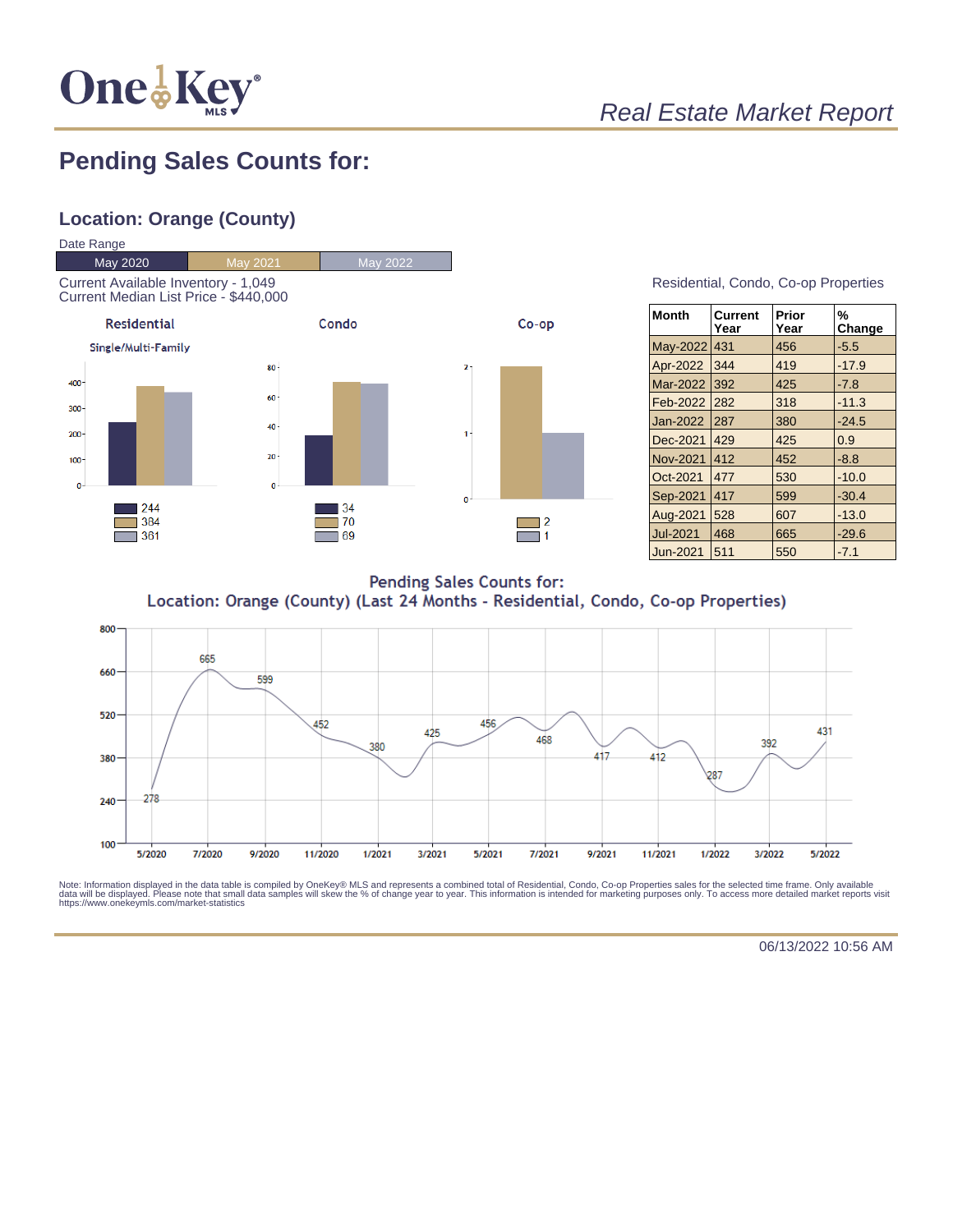# Pending Sales Counts for:

## Location: Orange (County)

Date Range

May 2020 | May 2021 | May 2022

Current Available Inventory - 1,049
Current Median List Price - $440,000

Residential

Single/Multi-Family

400
300
200
100
0

244
384
361

Condo

80
60
40
20
0

34
70
69

Co-op

2
1
0

2
1

Residential, Condo, Co-op Properties

| Month | Current Year | Prior Year | % Change |
|---|---|---|---|
| May-2022 | 431 | 456 | -5.5 |
| Apr-2022 | 344 | 419 | -17.9 |
| Mar-2022 | 392 | 425 | -7.8 |
| Feb-2022 | 282 | 318 | -11.3 |
| Jan-2022 | 287 | 380 | -24.5 |
| Dec-2021 | 429 | 425 | 0.9 |
| Nov-2021 | 412 | 452 | -8.8 |
| Oct-2021 | 477 | 530 | -10.0 |
| Sep-2021 | 417 | 599 | -30.4 |
| Aug-2021 | 528 | 607 | -13.0 |
| Jul-2021 | 468 | 665 | -29.6 |
| Jun-2021 | 511 | 550 | -7.1 |

Pending Sales Counts for:
Location: Orange (County) (Last 24 Months - Residential, Condo, Co-op Properties)

800
660
520
380
240
100

278
665
599
452
380
425
456
468
417
412
287
392
431

5/2020 7/2020 9/2020 11/2020 1/2021 3/2021 5/2021 7/2021 9/2021 11/2021 1/2022 3/2022 5/2022

Note: Information displayed in the data table is compiled by OneKey® MLS and represents a combined total of Residential, Condo, Co-op Properties sales for the selected time frame. Only available data will be displayed. Please note that small data samples will skew the % of change year to year. This information is intended for marketing purposes only. To access more detailed market reports visit https://www.onekeymls.com/market-statistics

06/13/2022 10:56 AM